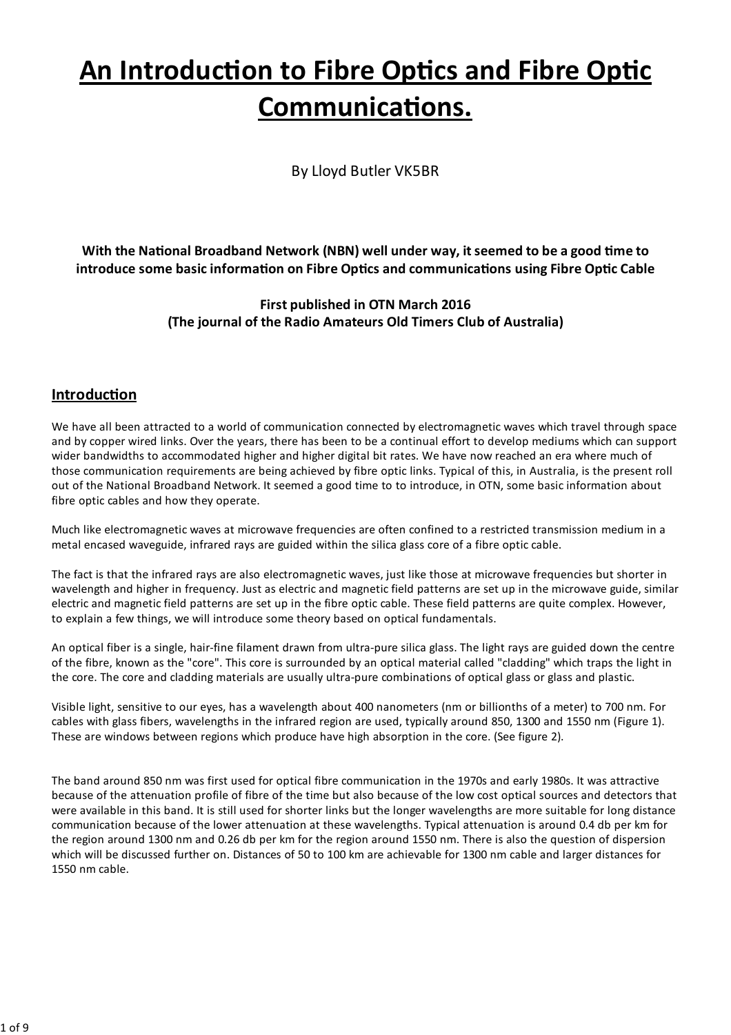# An Introduction to Fibre Optics and Fibre Optic Communications.

By Lloyd Butler VK5BR

**With the National Broadband Network (NBN) well under way, it seemed to be a good time to introduce some basic information on Fibre Optics and communications using Fibre Optic Cable**

**First published in OTN March 2016**
**(The journal of the Radio Amateurs Old Timers Club of Australia)**

## Introduction

We have all been attracted to a world of communication connected by electromagnetic waves which travel through space and by copper wired links. Over the years, there has been to be a continual effort to develop mediums which can support wider bandwidths to accommodated higher and higher digital bit rates. We have now reached an era where much of those communication requirements are being achieved by fibre optic links. Typical of this, in Australia, is the present roll out of the National Broadband Network. It seemed a good time to to introduce, in OTN, some basic information about fibre optic cables and how they operate.

Much like electromagnetic waves at microwave frequencies are often confined to a restricted transmission medium in a metal encased waveguide, infrared rays are guided within the silica glass core of a fibre optic cable.

The fact is that the infrared rays are also electromagnetic waves, just like those at microwave frequencies but shorter in wavelength and higher in frequency. Just as electric and magnetic field patterns are set up in the microwave guide, similar electric and magnetic field patterns are set up in the fibre optic cable. These field patterns are quite complex. However, to explain a few things, we will introduce some theory based on optical fundamentals.

An optical fiber is a single, hair-fine filament drawn from ultra-pure silica glass. The light rays are guided down the centre of the fibre, known as the "core". This core is surrounded by an optical material called "cladding" which traps the light in the core. The core and cladding materials are usually ultra-pure combinations of optical glass or glass and plastic.

Visible light, sensitive to our eyes, has a wavelength about 400 nanometers (nm or billionths of a meter) to 700 nm. For cables with glass fibers, wavelengths in the infrared region are used, typically around 850, 1300 and 1550 nm (Figure 1). These are windows between regions which produce have high absorption in the core. (See figure 2).

The band around 850 nm was first used for optical fibre communication in the 1970s and early 1980s. It was attractive because of the attenuation profile of fibre of the time but also because of the low cost optical sources and detectors that were available in this band. It is still used for shorter links but the longer wavelengths are more suitable for long distance communication because of the lower attenuation at these wavelengths. Typical attenuation is around 0.4 db per km for the region around 1300 nm and 0.26 db per km for the region around 1550 nm. There is also the question of dispersion which will be discussed further on. Distances of 50 to 100 km are achievable for 1300 nm cable and larger distances for 1550 nm cable.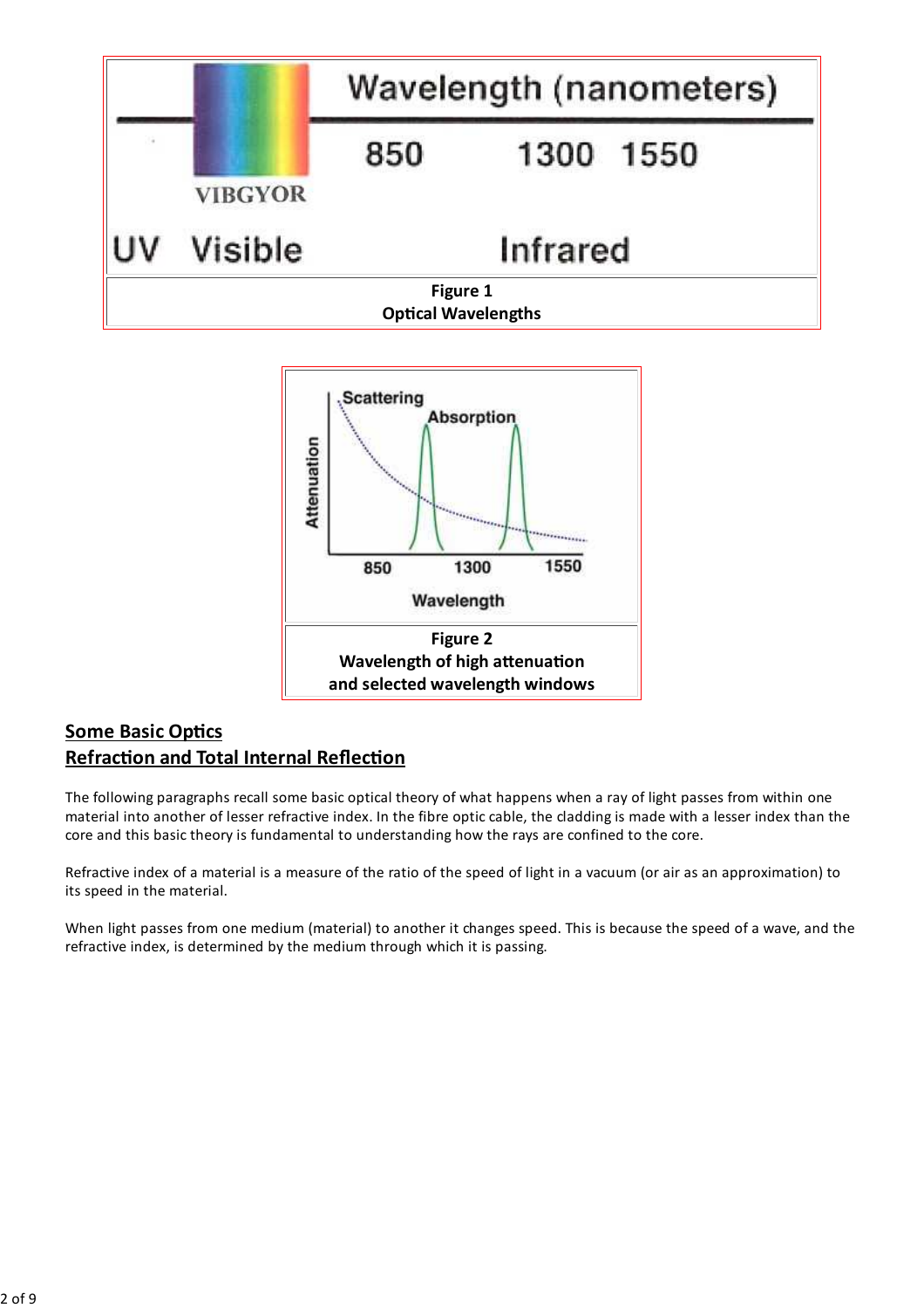Wavelength (nanometers)

850 1300 1550

VIBGYOR

UV Visible Infrared

**Figure 1**
**Optical Wavelengths**

Scattering

Absorption

Attenuation

850 1300 1550

Wavelength

**Figure 2**
**Wavelength of high attenuation and selected wavelength windows**

## Some Basic Optics

## Refraction and Total Internal Reflection

The following paragraphs recall some basic optical theory of what happens when a ray of light passes from within one material into another of lesser refractive index. In the fibre optic cable, the cladding is made with a lesser index than the core and this basic theory is fundamental to understanding how the rays are confined to the core.

Refractive index of a material is a measure of the ratio of the speed of light in a vacuum (or air as an approximation) to its speed in the material.

When light passes from one medium (material) to another it changes speed. This is because the speed of a wave, and the refractive index, is determined by the medium through which it is passing.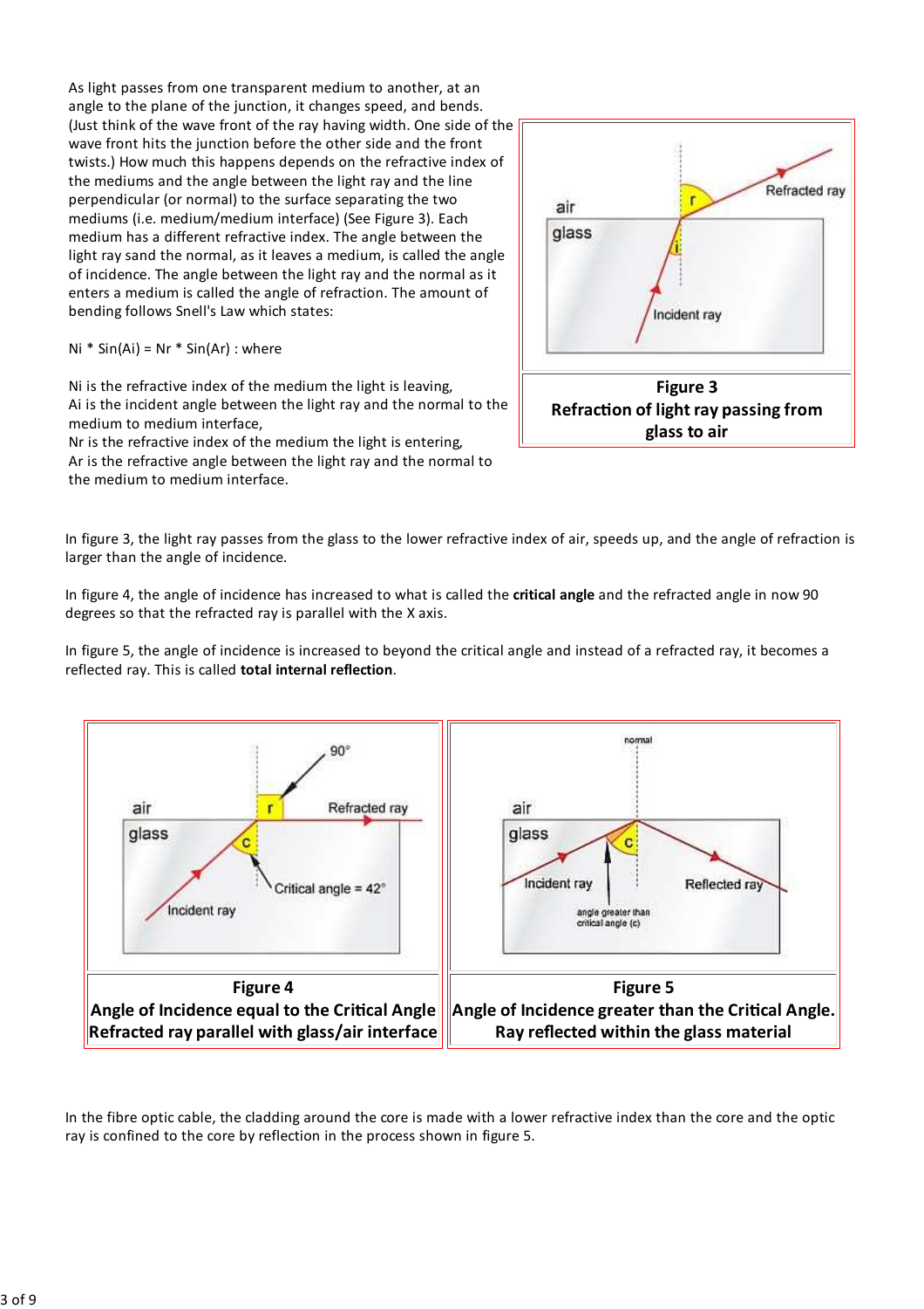As light passes from one transparent medium to another, at an angle to the plane of the junction, it changes speed, and bends. (Just think of the wave front of the ray having width. One side of the wave front hits the junction before the other side and the front twists.) How much this happens depends on the refractive index of the mediums and the angle between the light ray and the line perpendicular (or normal) to the surface separating the two mediums (i.e. medium/medium interface) (See Figure 3). Each medium has a different refractive index. The angle between the light ray sand the normal, as it leaves a medium, is called the angle of incidence. The angle between the light ray and the normal as it enters a medium is called the angle of refraction. The amount of bending follows Snell's Law which states:

Ni * Sin(Ai) = Nr * Sin(Ar) : where

Ni is the refractive index of the medium the light is leaving,
Ai is the incident angle between the light ray and the normal to the medium to medium interface,
Nr is the refractive index of the medium the light is entering,
Ar is the refractive angle between the light ray and the normal to the medium to medium interface.

air
glass
r
i
Refracted ray
Incident ray

**Figure 3**
**Refraction of light ray passing from glass to air**

In figure 3, the light ray passes from the glass to the lower refractive index of air, speeds up, and the angle of refraction is larger than the angle of incidence.

In figure 4, the angle of incidence has increased to what is called the **critical angle** and the refracted angle in now 90 degrees so that the refracted ray is parallel with the X axis.

In figure 5, the angle of incidence is increased to beyond the critical angle and instead of a refracted ray, it becomes a reflected ray. This is called **total internal reflection**.

90°
air
glass
r
c
Refracted ray
Critical angle = 42°
Incident ray

**Figure 4**
**Angle of Incidence equal to the Critical Angle**
**Refracted ray parallel with glass/air interface**

normal
air
glass
c
Incident ray
Reflected ray
angle greater than critical angle (c)

**Figure 5**
**Angle of Incidence greater than the Critical Angle.**
**Ray reflected within the glass material**

In the fibre optic cable, the cladding around the core is made with a lower refractive index than the core and the optic ray is confined to the core by reflection in the process shown in figure 5.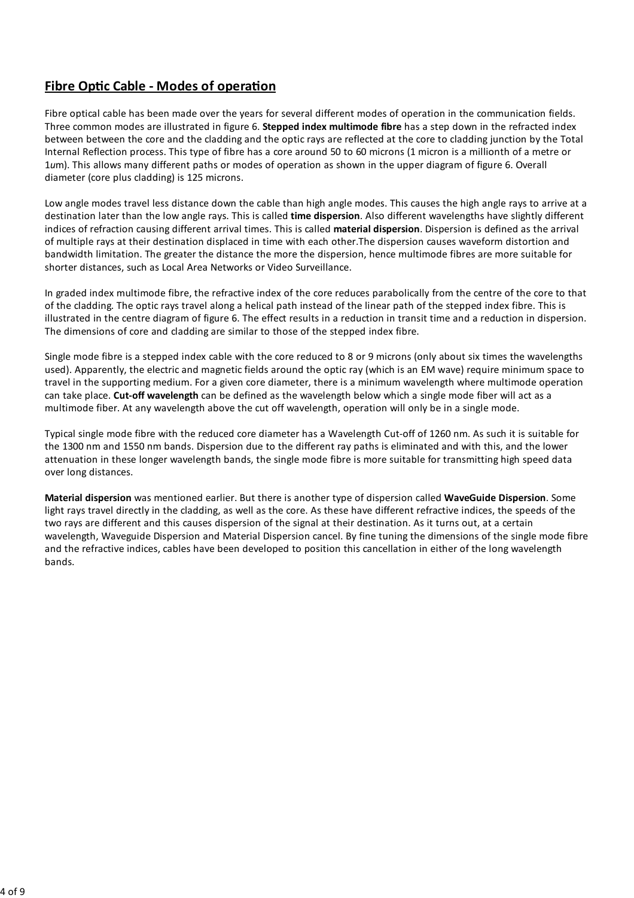## Fibre Optic Cable - Modes of operation

Fibre optical cable has been made over the years for several different modes of operation in the communication fields. Three common modes are illustrated in figure 6. **Stepped index multimode fibre** has a step down in the refracted index between between the core and the cladding and the optic rays are reflected at the core to cladding junction by the Total Internal Reflection process. This type of fibre has a core around 50 to 60 microns (1 micron is a millionth of a metre or 1*u*m). This allows many different paths or modes of operation as shown in the upper diagram of figure 6. Overall diameter (core plus cladding) is 125 microns.

Low angle modes travel less distance down the cable than high angle modes. This causes the high angle rays to arrive at a destination later than the low angle rays. This is called **time dispersion**. Also different wavelengths have slightly different indices of refraction causing different arrival times. This is called **material dispersion**. Dispersion is defined as the arrival of multiple rays at their destination displaced in time with each other.The dispersion causes waveform distortion and bandwidth limitation. The greater the distance the more the dispersion, hence multimode fibres are more suitable for shorter distances, such as Local Area Networks or Video Surveillance.

In graded index multimode fibre, the refractive index of the core reduces parabolically from the centre of the core to that of the cladding. The optic rays travel along a helical path instead of the linear path of the stepped index fibre. This is illustrated in the centre diagram of figure 6. The effect results in a reduction in transit time and a reduction in dispersion. The dimensions of core and cladding are similar to those of the stepped index fibre.

Single mode fibre is a stepped index cable with the core reduced to 8 or 9 microns (only about six times the wavelengths used). Apparently, the electric and magnetic fields around the optic ray (which is an EM wave) require minimum space to travel in the supporting medium. For a given core diameter, there is a minimum wavelength where multimode operation can take place. **Cut-off wavelength** can be defined as the wavelength below which a single mode fiber will act as a multimode fiber. At any wavelength above the cut off wavelength, operation will only be in a single mode.

Typical single mode fibre with the reduced core diameter has a Wavelength Cut-off of 1260 nm. As such it is suitable for the 1300 nm and 1550 nm bands. Dispersion due to the different ray paths is eliminated and with this, and the lower attenuation in these longer wavelength bands, the single mode fibre is more suitable for transmitting high speed data over long distances.

**Material dispersion** was mentioned earlier. But there is another type of dispersion called **WaveGuide Dispersion**. Some light rays travel directly in the cladding, as well as the core. As these have different refractive indices, the speeds of the two rays are different and this causes dispersion of the signal at their destination. As it turns out, at a certain wavelength, Waveguide Dispersion and Material Dispersion cancel. By fine tuning the dimensions of the single mode fibre and the refractive indices, cables have been developed to position this cancellation in either of the long wavelength bands.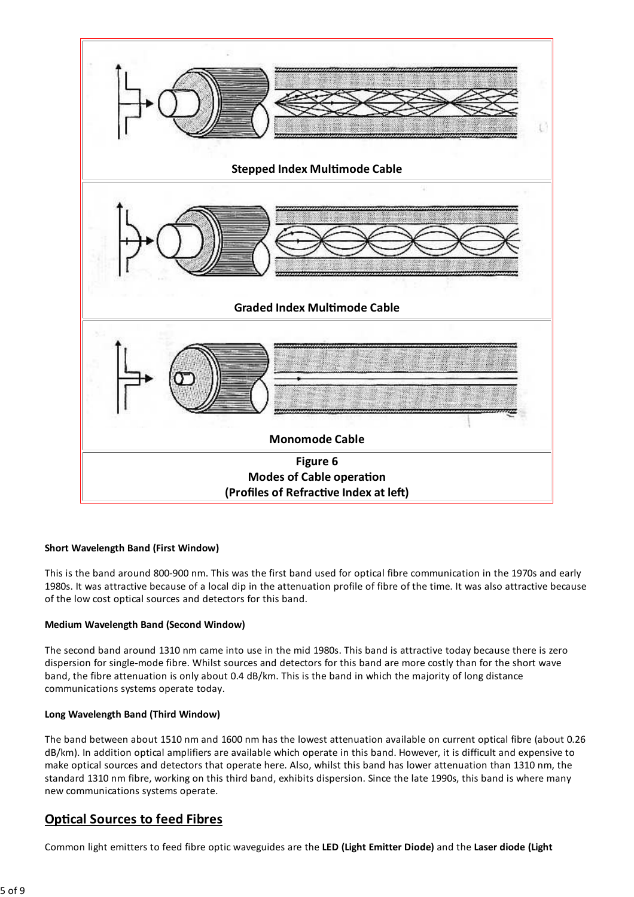Stepped Index Multimode Cable

Graded Index Multimode Cable

Monomode Cable

**Figure 6**
**Modes of Cable operation**
**(Profiles of Refractive Index at left)**

**Short Wavelength Band (First Window)**

This is the band around 800-900 nm. This was the first band used for optical fibre communication in the 1970s and early 1980s. It was attractive because of a local dip in the attenuation profile of fibre of the time. It was also attractive because of the low cost optical sources and detectors for this band.

**Medium Wavelength Band (Second Window)**

The second band around 1310 nm came into use in the mid 1980s. This band is attractive today because there is zero dispersion for single-mode fibre. Whilst sources and detectors for this band are more costly than for the short wave band, the fibre attenuation is only about 0.4 dB/km. This is the band in which the majority of long distance communications systems operate today.

**Long Wavelength Band (Third Window)**

The band between about 1510 nm and 1600 nm has the lowest attenuation available on current optical fibre (about 0.26 dB/km). In addition optical amplifiers are available which operate in this band. However, it is difficult and expensive to make optical sources and detectors that operate here. Also, whilst this band has lower attenuation than 1310 nm, the standard 1310 nm fibre, working on this third band, exhibits dispersion. Since the late 1990s, this band is where many new communications systems operate.

## Optical Sources to feed Fibres

Common light emitters to feed fibre optic waveguides are the **LED (Light Emitter Diode)** and the **Laser diode (Light**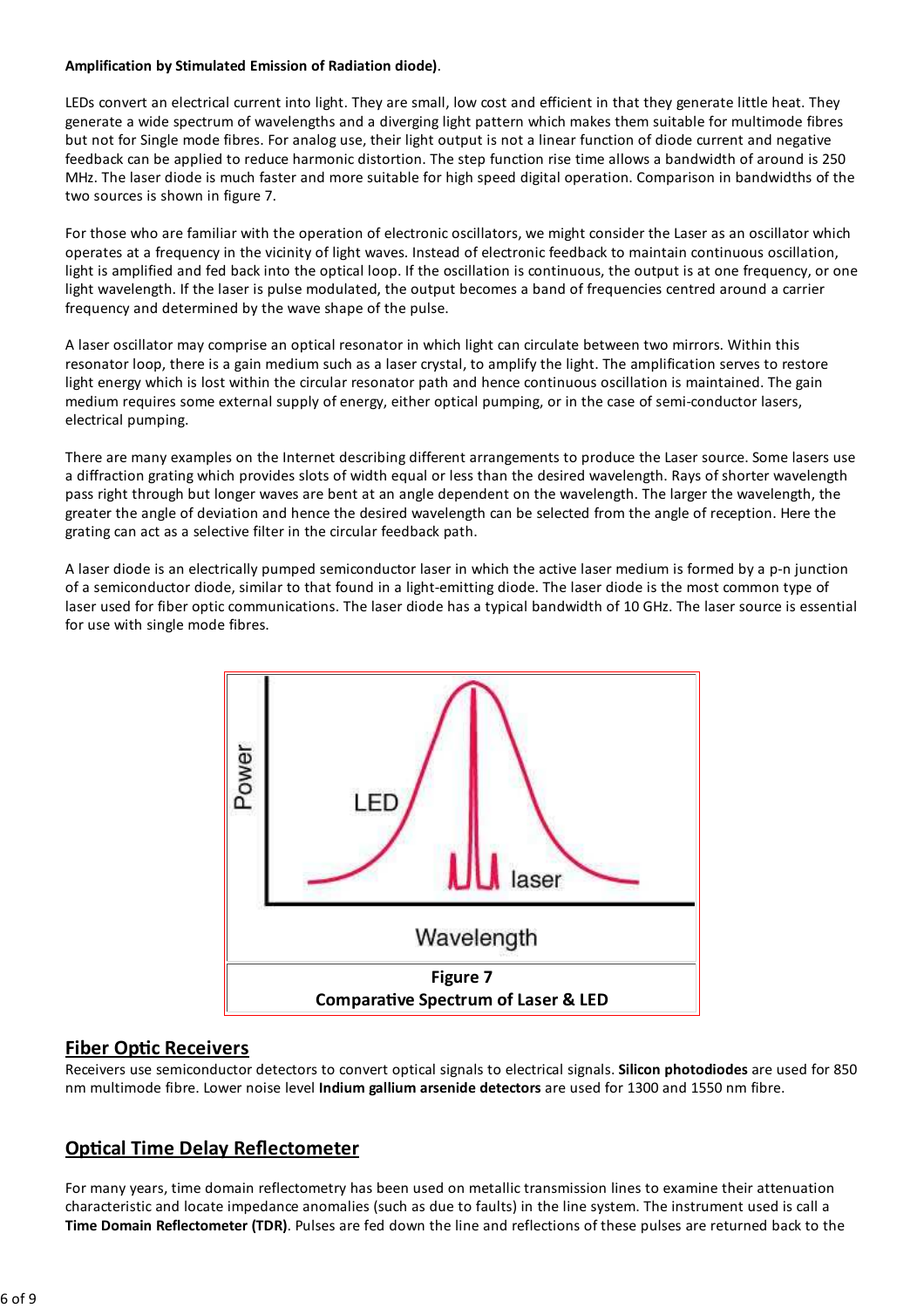**Amplification by Stimulated Emission of Radiation diode)**.

LEDs convert an electrical current into light. They are small, low cost and efficient in that they generate little heat. They generate a wide spectrum of wavelengths and a diverging light pattern which makes them suitable for multimode fibres but not for Single mode fibres. For analog use, their light output is not a linear function of diode current and negative feedback can be applied to reduce harmonic distortion. The step function rise time allows a bandwidth of around is 250 MHz. The laser diode is much faster and more suitable for high speed digital operation. Comparison in bandwidths of the two sources is shown in figure 7.

For those who are familiar with the operation of electronic oscillators, we might consider the Laser as an oscillator which operates at a frequency in the vicinity of light waves. Instead of electronic feedback to maintain continuous oscillation, light is amplified and fed back into the optical loop. If the oscillation is continuous, the output is at one frequency, or one light wavelength. If the laser is pulse modulated, the output becomes a band of frequencies centred around a carrier frequency and determined by the wave shape of the pulse.

A laser oscillator may comprise an optical resonator in which light can circulate between two mirrors. Within this resonator loop, there is a gain medium such as a laser crystal, to amplify the light. The amplification serves to restore light energy which is lost within the circular resonator path and hence continuous oscillation is maintained. The gain medium requires some external supply of energy, either optical pumping, or in the case of semi-conductor lasers, electrical pumping.

There are many examples on the Internet describing different arrangements to produce the Laser source. Some lasers use a diffraction grating which provides slots of width equal or less than the desired wavelength. Rays of shorter wavelength pass right through but longer waves are bent at an angle dependent on the wavelength. The larger the wavelength, the greater the angle of deviation and hence the desired wavelength can be selected from the angle of reception. Here the grating can act as a selective filter in the circular feedback path.

A laser diode is an electrically pumped semiconductor laser in which the active laser medium is formed by a p-n junction of a semiconductor diode, similar to that found in a light-emitting diode. The laser diode is the most common type of laser used for fiber optic communications. The laser diode has a typical bandwidth of 10 GHz. The laser source is essential for use with single mode fibres.

**Figure 7**
**Comparative Spectrum of Laser & LED**

## Fiber Optic Receivers

Receivers use semiconductor detectors to convert optical signals to electrical signals. **Silicon photodiodes** are used for 850 nm multimode fibre. Lower noise level **Indium gallium arsenide detectors** are used for 1300 and 1550 nm fibre.

## Optical Time Delay Reflectometer

For many years, time domain reflectometry has been used on metallic transmission lines to examine their attenuation characteristic and locate impedance anomalies (such as due to faults) in the line system. The instrument used is call a **Time Domain Reflectometer (TDR)**. Pulses are fed down the line and reflections of these pulses are returned back to the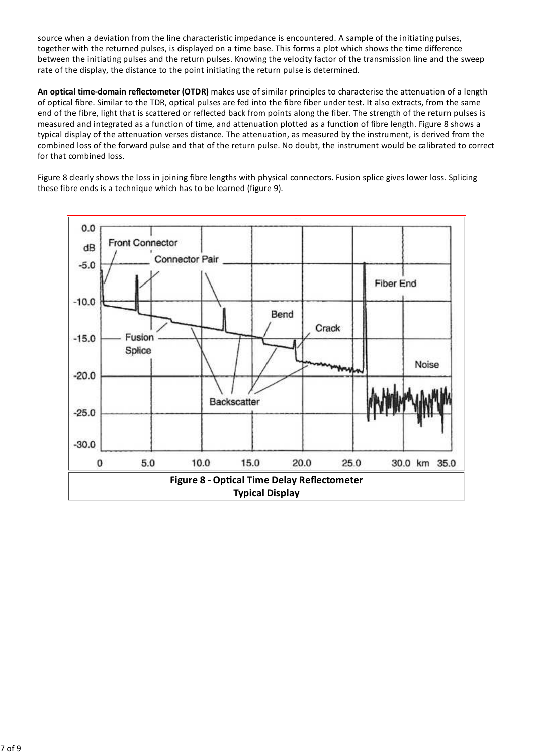source when a deviation from the line characteristic impedance is encountered. A sample of the initiating pulses, together with the returned pulses, is displayed on a time base. This forms a plot which shows the time difference between the initiating pulses and the return pulses. Knowing the velocity factor of the transmission line and the sweep rate of the display, the distance to the point initiating the return pulse is determined.

**An optical time-domain reflectometer (OTDR)** makes use of similar principles to characterise the attenuation of a length of optical fibre. Similar to the TDR, optical pulses are fed into the fibre fiber under test. It also extracts, from the same end of the fibre, light that is scattered or reflected back from points along the fiber. The strength of the return pulses is measured and integrated as a function of time, and attenuation plotted as a function of fibre length. Figure 8 shows a typical display of the attenuation verses distance. The attenuation, as measured by the instrument, is derived from the combined loss of the forward pulse and that of the return pulse. No doubt, the instrument would be calibrated to correct for that combined loss.

Figure 8 clearly shows the loss in joining fibre lengths with physical connectors. Fusion splice gives lower loss. Splicing these fibre ends is a technique which has to be learned (figure 9).

0.0
dB
-5.0
-10.0
-15.0
-20.0
-25.0
-30.0
0
5.0
10.0
15.0
20.0
25.0
30.0 km 35.0
Front Connector
Connector Pair
Fusion Splice
Bend
Crack
Fiber End
Noise
Backscatter

**Figure 8 - Optical Time Delay Reflectometer Typical Display**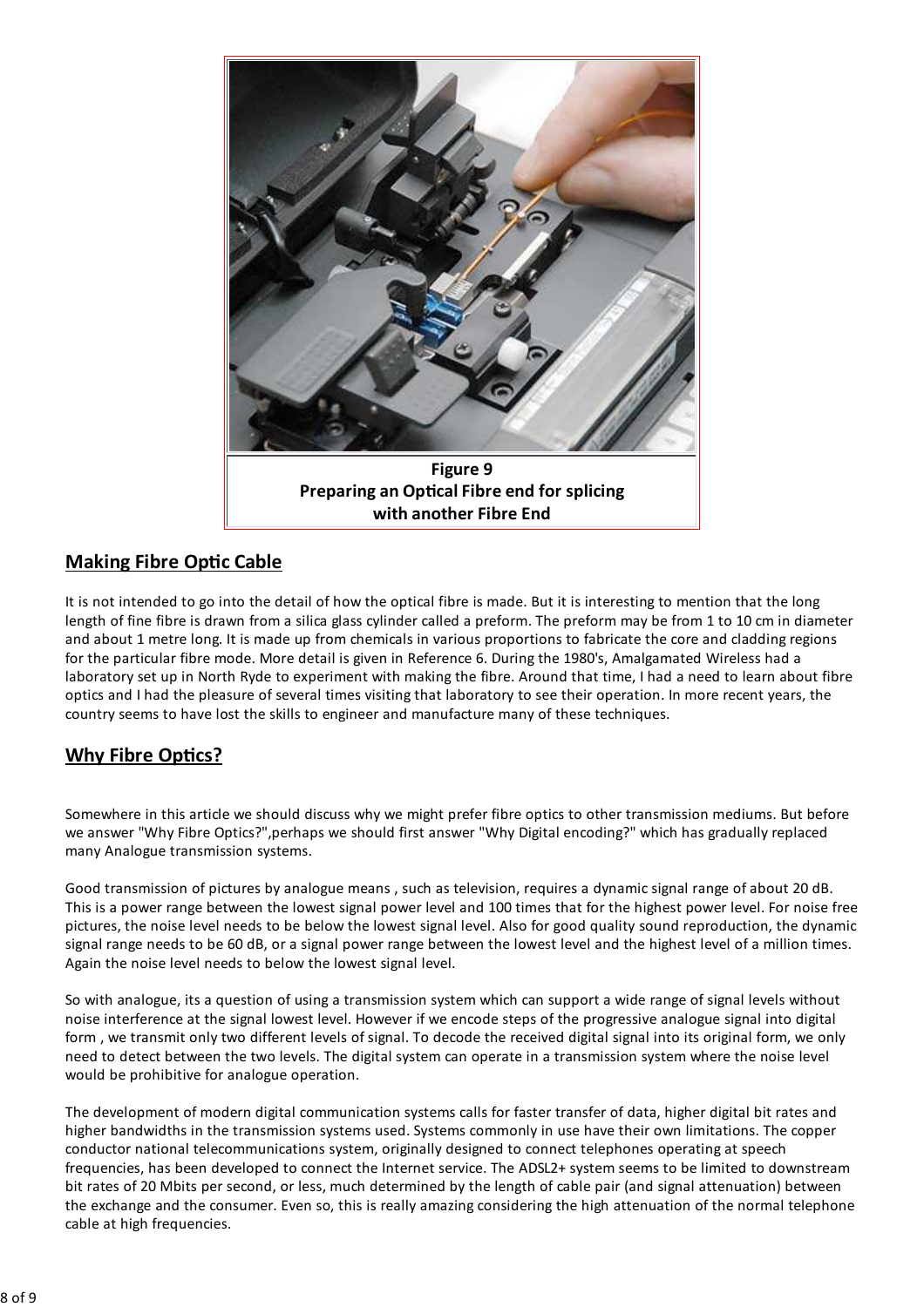**Figure 9**
**Preparing an Optical Fibre end for splicing with another Fibre End**

## Making Fibre Optic Cable

It is not intended to go into the detail of how the optical fibre is made. But it is interesting to mention that the long length of fine fibre is drawn from a silica glass cylinder called a preform. The preform may be from 1 to 10 cm in diameter and about 1 metre long. It is made up from chemicals in various proportions to fabricate the core and cladding regions for the particular fibre mode. More detail is given in Reference 6. During the 1980's, Amalgamated Wireless had a laboratory set up in North Ryde to experiment with making the fibre. Around that time, I had a need to learn about fibre optics and I had the pleasure of several times visiting that laboratory to see their operation. In more recent years, the country seems to have lost the skills to engineer and manufacture many of these techniques.

## Why Fibre Optics?

Somewhere in this article we should discuss why we might prefer fibre optics to other transmission mediums. But before we answer "Why Fibre Optics?",perhaps we should first answer "Why Digital encoding?" which has gradually replaced many Analogue transmission systems.

Good transmission of pictures by analogue means , such as television, requires a dynamic signal range of about 20 dB. This is a power range between the lowest signal power level and 100 times that for the highest power level. For noise free pictures, the noise level needs to be below the lowest signal level. Also for good quality sound reproduction, the dynamic signal range needs to be 60 dB, or a signal power range between the lowest level and the highest level of a million times. Again the noise level needs to below the lowest signal level.

So with analogue, its a question of using a transmission system which can support a wide range of signal levels without noise interference at the signal lowest level. However if we encode steps of the progressive analogue signal into digital form , we transmit only two different levels of signal. To decode the received digital signal into its original form, we only need to detect between the two levels. The digital system can operate in a transmission system where the noise level would be prohibitive for analogue operation.

The development of modern digital communication systems calls for faster transfer of data, higher digital bit rates and higher bandwidths in the transmission systems used. Systems commonly in use have their own limitations. The copper conductor national telecommunications system, originally designed to connect telephones operating at speech frequencies, has been developed to connect the Internet service. The ADSL2+ system seems to be limited to downstream bit rates of 20 Mbits per second, or less, much determined by the length of cable pair (and signal attenuation) between the exchange and the consumer. Even so, this is really amazing considering the high attenuation of the normal telephone cable at high frequencies.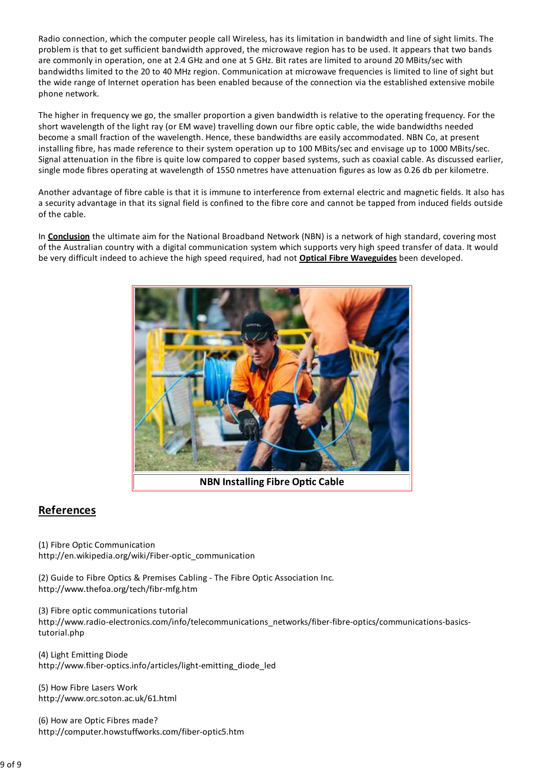Radio connection, which the computer people call Wireless, has its limitation in bandwidth and line of sight limits. The problem is that to get sufficient bandwidth approved, the microwave region has to be used. It appears that two bands are commonly in operation, one at 2.4 GHz and one at 5 GHz. Bit rates are limited to around 20 MBits/sec with bandwidths limited to the 20 to 40 MHz region. Communication at microwave frequencies is limited to line of sight but the wide range of Internet operation has been enabled because of the connection via the established extensive mobile phone network.

The higher in frequency we go, the smaller proportion a given bandwidth is relative to the operating frequency. For the short wavelength of the light ray (or EM wave) travelling down our fibre optic cable, the wide bandwidths needed become a small fraction of the wavelength. Hence, these bandwidths are easily accommodated. NBN Co, at present installing fibre, has made reference to their system operation up to 100 MBits/sec and envisage up to 1000 MBits/sec. Signal attenuation in the fibre is quite low compared to copper based systems, such as coaxial cable. As discussed earlier, single mode fibres operating at wavelength of 1550 nmetres have attenuation figures as low as 0.26 db per kilometre.

Another advantage of fibre cable is that it is immune to interference from external electric and magnetic fields. It also has a security advantage in that its signal field is confined to the fibre core and cannot be tapped from induced fields outside of the cable.

In **Conclusion** the ultimate aim for the National Broadband Network (NBN) is a network of high standard, covering most of the Australian country with a digital communication system which supports very high speed transfer of data. It would be very difficult indeed to achieve the high speed required, had not **Optical Fibre Waveguides** been developed.

**NBN Installing Fibre Optic Cable**

## References

(1) Fibre Optic Communication
http://en.wikipedia.org/wiki/Fiber-optic_communication

(2) Guide to Fibre Optics & Premises Cabling - The Fibre Optic Association Inc.
http://www.thefoa.org/tech/fibr-mfg.htm

(3) Fibre optic communications tutorial
http://www.radio-electronics.com/info/telecommunications_networks/fiber-fibre-optics/communications-basics-tutorial.php

(4) Light Emitting Diode
http://www.fiber-optics.info/articles/light-emitting_diode_led

(5) How Fibre Lasers Work
http://www.orc.soton.ac.uk/61.html

(6) How are Optic Fibres made?
http://computer.howstuffworks.com/fiber-optic5.htm